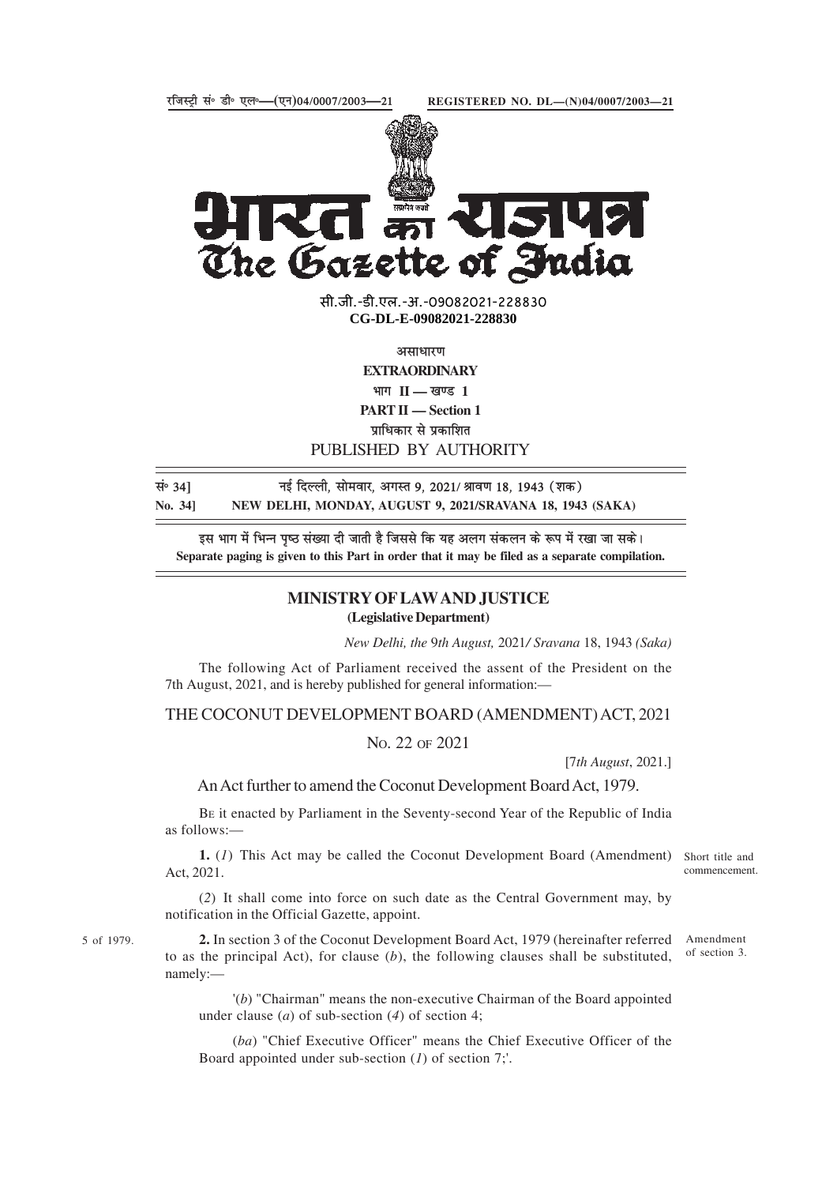रजिस्ट्री सं॰ डी॰ एल॰—(एन)04/0007/2003—21 REGISTERED NO. DL—(N)04/0007/2003—21

# भारत का राजपत्र
# The Gazette of India

सी.जी.-डी.एल.-अ.-09082021-228830
**CG-DL-E-09082021-228830**

असाधारण
**EXTRAORDINARY**
भाग II — खण्ड 1
**PART II — Section 1**
प्राधिकार से प्रकाशित
PUBLISHED BY AUTHORITY

सं॰ 34] नई दिल्ली, सोमवार, अगस्त 9, 2021/ श्रावण 18, 1943 (शक)
**No. 34] NEW DELHI, MONDAY, AUGUST 9, 2021/SRAVANA 18, 1943 (SAKA)**

इस भाग में भिन्न पृष्ठ संख्या दी जाती है जिससे कि यह अलग संकलन के रूप में रखा जा सके।
**Separate paging is given to this Part in order that it may be filed as a separate compilation.**

## MINISTRY OF LAW AND JUSTICE
**(Legislative Department)**

*New Delhi, the 9th August, 2021/ Sravana 18, 1943 (Saka)*

The following Act of Parliament received the assent of the President on the 7th August, 2021, and is hereby published for general information:—

## THE COCONUT DEVELOPMENT BOARD (AMENDMENT) ACT, 2021

No. 22 of 2021

[7*th August*, 2021.]

An Act further to amend the Coconut Development Board Act, 1979.

Be it enacted by Parliament in the Seventy-second Year of the Republic of India as follows:—

Short title and commencement.

**1.** (*1*) This Act may be called the Coconut Development Board (Amendment) Act, 2021.

(*2*) It shall come into force on such date as the Central Government may, by notification in the Official Gazette, appoint.

5 of 1979.

Amendment of section 3.

**2.** In section 3 of the Coconut Development Board Act, 1979 (hereinafter referred to as the principal Act), for clause (*b*), the following clauses shall be substituted, namely:—

'(*b*) "Chairman" means the non-executive Chairman of the Board appointed under clause (*a*) of sub-section (*4*) of section 4;

(*ba*) "Chief Executive Officer" means the Chief Executive Officer of the Board appointed under sub-section (*1*) of section 7;'.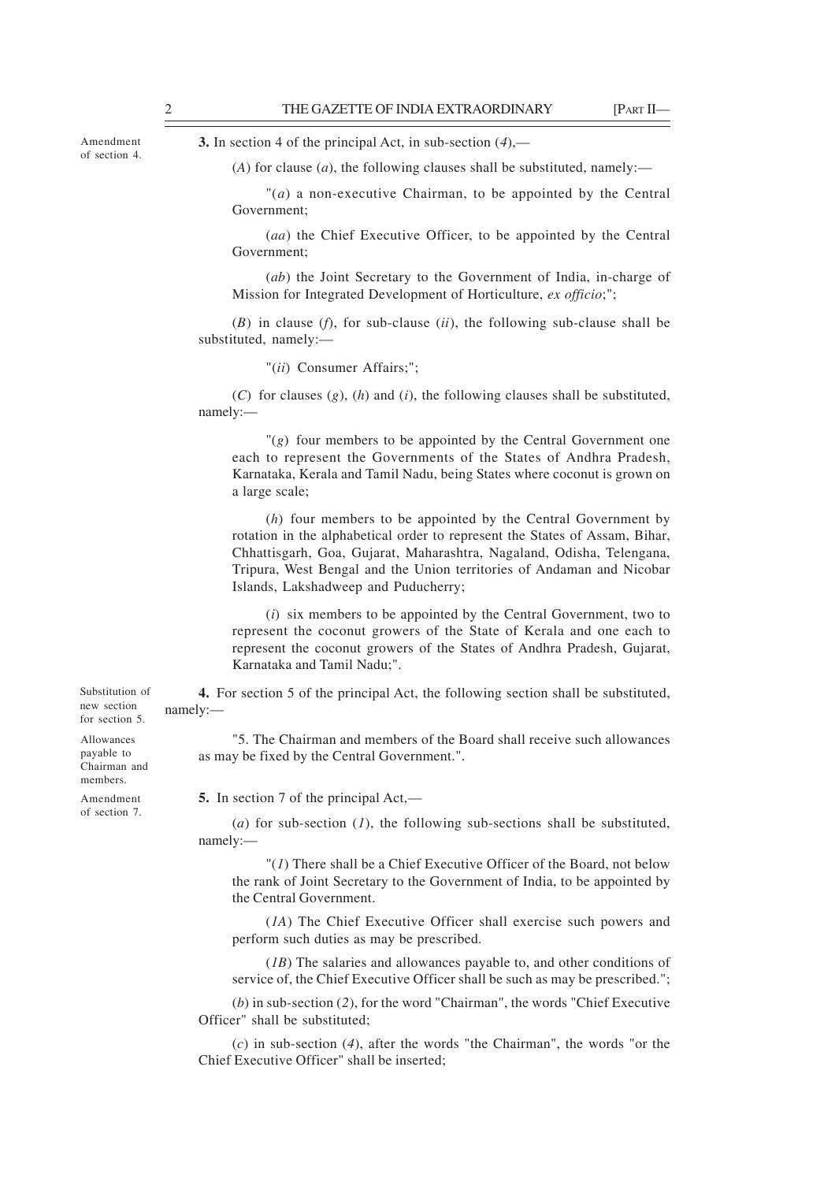Amendment of section 4.

**3.** In section 4 of the principal Act, in sub-section (*4*),—

(*A*) for clause (*a*), the following clauses shall be substituted, namely:—

"(*a*) a non-executive Chairman, to be appointed by the Central Government;

(*aa*) the Chief Executive Officer, to be appointed by the Central Government;

(*ab*) the Joint Secretary to the Government of India, in-charge of Mission for Integrated Development of Horticulture, *ex officio*;";

(*B*) in clause (*f*), for sub-clause (*ii*), the following sub-clause shall be substituted, namely:—

"(*ii*) Consumer Affairs;";

(*C*) for clauses (*g*), (*h*) and (*i*), the following clauses shall be substituted, namely:—

"(*g*) four members to be appointed by the Central Government one each to represent the Governments of the States of Andhra Pradesh, Karnataka, Kerala and Tamil Nadu, being States where coconut is grown on a large scale;

(*h*) four members to be appointed by the Central Government by rotation in the alphabetical order to represent the States of Assam, Bihar, Chhattisgarh, Goa, Gujarat, Maharashtra, Nagaland, Odisha, Telengana, Tripura, West Bengal and the Union territories of Andaman and Nicobar Islands, Lakshadweep and Puducherry;

(*i*) six members to be appointed by the Central Government, two to represent the coconut growers of the State of Kerala and one each to represent the coconut growers of the States of Andhra Pradesh, Gujarat, Karnataka and Tamil Nadu;".

Substitution of new section for section 5.

**4.** For section 5 of the principal Act, the following section shall be substituted, namely:—

Allowances payable to Chairman and members.

"5. The Chairman and members of the Board shall receive such allowances as may be fixed by the Central Government.".

Amendment of section 7.

**5.** In section 7 of the principal Act,—

(*a*) for sub-section (*1*), the following sub-sections shall be substituted, namely:—

"(*1*) There shall be a Chief Executive Officer of the Board, not below the rank of Joint Secretary to the Government of India, to be appointed by the Central Government.

(*1A*) The Chief Executive Officer shall exercise such powers and perform such duties as may be prescribed.

(*1B*) The salaries and allowances payable to, and other conditions of service of, the Chief Executive Officer shall be such as may be prescribed.";

(*b*) in sub-section (*2*), for the word "Chairman", the words "Chief Executive Officer" shall be substituted;

(*c*) in sub-section (*4*), after the words "the Chairman", the words "or the Chief Executive Officer" shall be inserted;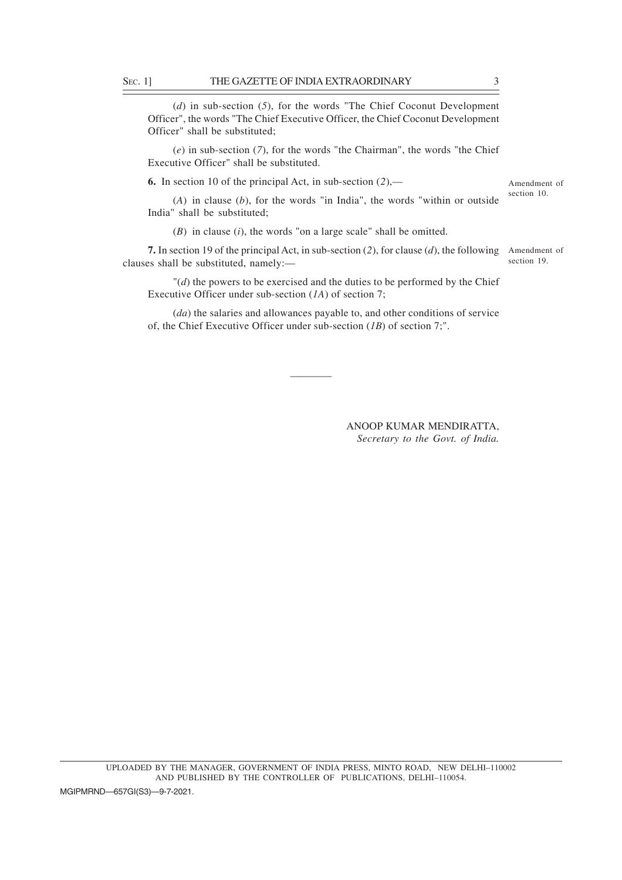(*d*) in sub-section (*5*), for the words "The Chief Coconut Development Officer", the words "The Chief Executive Officer, the Chief Coconut Development Officer" shall be substituted;

(*e*) in sub-section (*7*), for the words "the Chairman", the words "the Chief Executive Officer" shall be substituted.

Amendment of section 10.

**6.** In section 10 of the principal Act, in sub-section (*2*),—

(*A*) in clause (*b*), for the words "in India", the words "within or outside India" shall be substituted;

(*B*) in clause (*i*), the words "on a large scale" shall be omitted.

Amendment of section 19.

**7.** In section 19 of the principal Act, in sub-section (*2*), for clause (*d*), the following clauses shall be substituted, namely:—

"(*d*) the powers to be exercised and the duties to be performed by the Chief Executive Officer under sub-section (*1A*) of section 7;

(*da*) the salaries and allowances payable to, and other conditions of service of, the Chief Executive Officer under sub-section (*1B*) of section 7;".

————

ANOOP KUMAR MENDIRATTA,
*Secretary to the Govt. of India.*

UPLOADED BY THE MANAGER, GOVERNMENT OF INDIA PRESS, MINTO ROAD, NEW DELHI–110002
AND PUBLISHED BY THE CONTROLLER OF PUBLICATIONS, DELHI–110054.

MGIPMRND—657GI(S3)—9-7-2021.